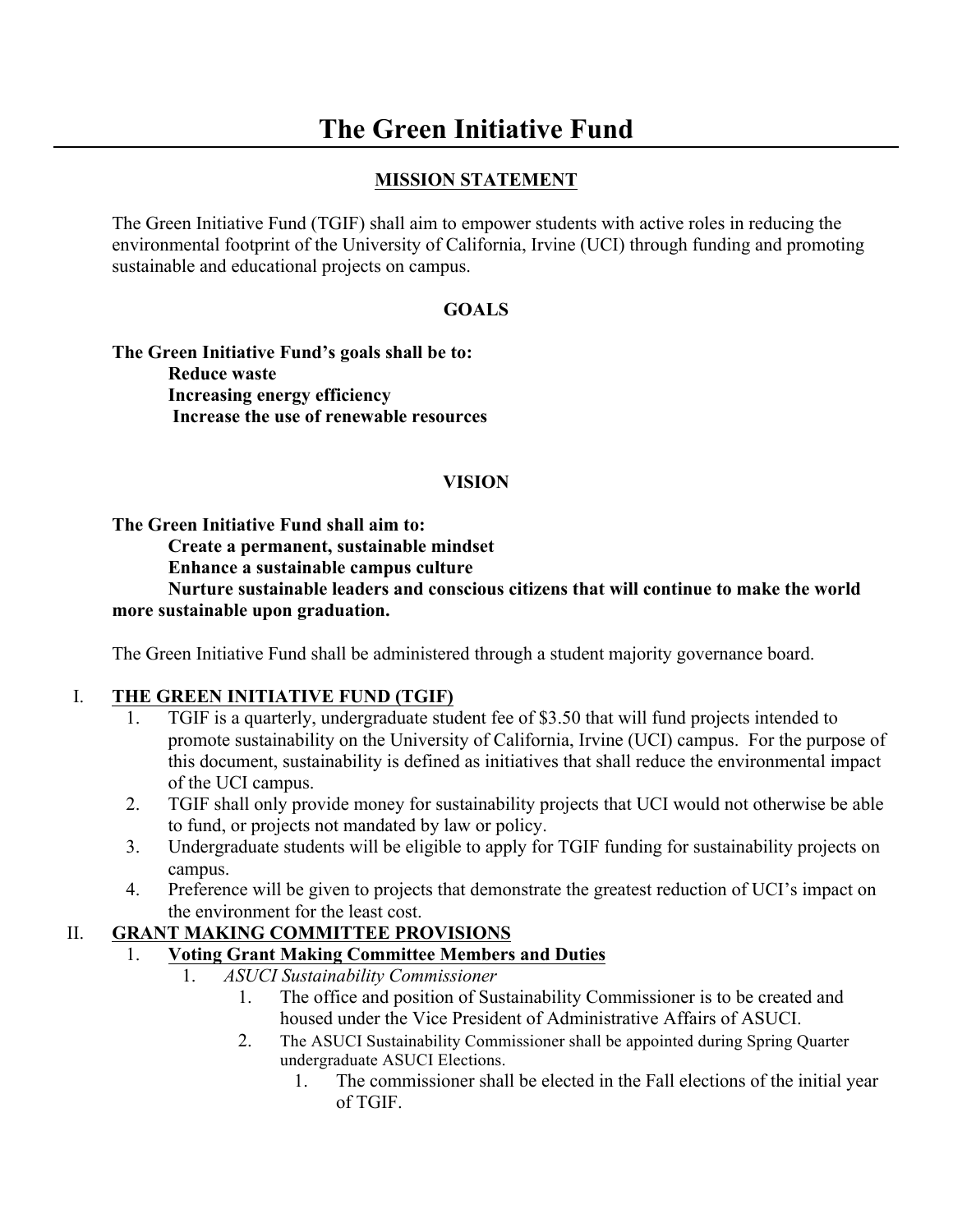# The Green Initiative Fund

## MISSION STATEMENT

The Green Initiative Fund (TGIF) shall aim to empower students with active roles in reducing the environmental footprint of the University of California, Irvine (UCI) through funding and promoting sustainable and educational projects on campus.

## GOALS

**The Green Initiative Fund's goals shall be to:**

- **Reduce waste**
- **Increasing energy efficiency**
- **Increase the use of renewable resources**

## VISION

**The Green Initiative Fund shall aim to:**

- **Create a permanent, sustainable mindset**
- **Enhance a sustainable campus culture**
- **Nurture sustainable leaders and conscious citizens that will continue to make the world more sustainable upon graduation.**

The Green Initiative Fund shall be administered through a student majority governance board.

## I. THE GREEN INITIATIVE FUND (TGIF)

1. TGIF is a quarterly, undergraduate student fee of $3.50 that will fund projects intended to promote sustainability on the University of California, Irvine (UCI) campus. For the purpose of this document, sustainability is defined as initiatives that shall reduce the environmental impact of the UCI campus.
2. TGIF shall only provide money for sustainability projects that UCI would not otherwise be able to fund, or projects not mandated by law or policy.
3. Undergraduate students will be eligible to apply for TGIF funding for sustainability projects on campus.
4. Preference will be given to projects that demonstrate the greatest reduction of UCI's impact on the environment for the least cost.

## II. GRANT MAKING COMMITTEE PROVISIONS

1. **Voting Grant Making Committee Members and Duties**
   1. *ASUCI Sustainability Commissioner*
      1. The office and position of Sustainability Commissioner is to be created and housed under the Vice President of Administrative Affairs of ASUCI.
      2. The ASUCI Sustainability Commissioner shall be appointed during Spring Quarter undergraduate ASUCI Elections.
         1. The commissioner shall be elected in the Fall elections of the initial year of TGIF.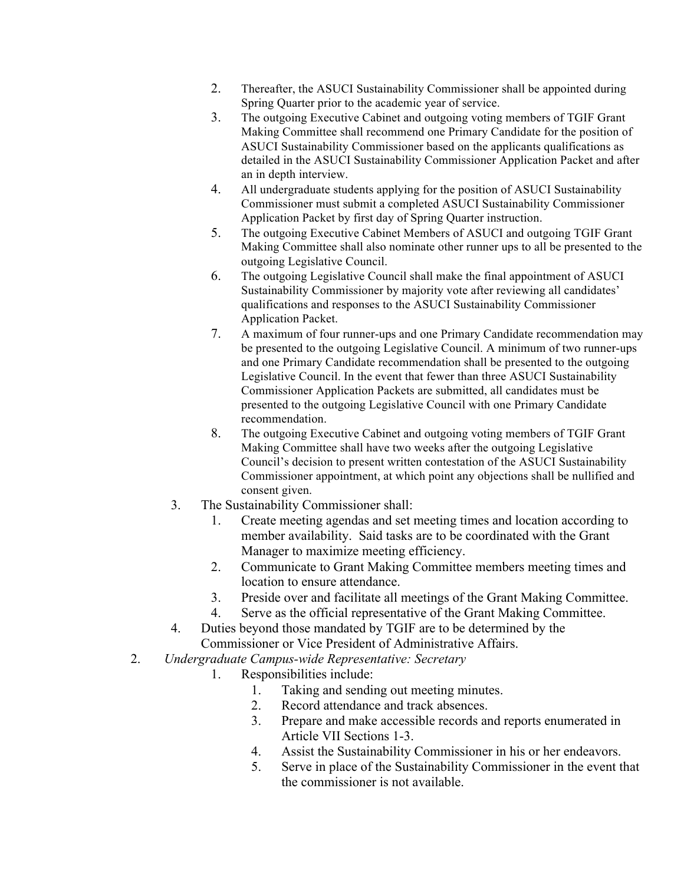2. Thereafter, the ASUCI Sustainability Commissioner shall be appointed during Spring Quarter prior to the academic year of service.
3. The outgoing Executive Cabinet and outgoing voting members of TGIF Grant Making Committee shall recommend one Primary Candidate for the position of ASUCI Sustainability Commissioner based on the applicants qualifications as detailed in the ASUCI Sustainability Commissioner Application Packet and after an in depth interview.
4. All undergraduate students applying for the position of ASUCI Sustainability Commissioner must submit a completed ASUCI Sustainability Commissioner Application Packet by first day of Spring Quarter instruction.
5. The outgoing Executive Cabinet Members of ASUCI and outgoing TGIF Grant Making Committee shall also nominate other runner ups to all be presented to the outgoing Legislative Council.
6. The outgoing Legislative Council shall make the final appointment of ASUCI Sustainability Commissioner by majority vote after reviewing all candidates' qualifications and responses to the ASUCI Sustainability Commissioner Application Packet.
7. A maximum of four runner-ups and one Primary Candidate recommendation may be presented to the outgoing Legislative Council. A minimum of two runner-ups and one Primary Candidate recommendation shall be presented to the outgoing Legislative Council. In the event that fewer than three ASUCI Sustainability Commissioner Application Packets are submitted, all candidates must be presented to the outgoing Legislative Council with one Primary Candidate recommendation.
8. The outgoing Executive Cabinet and outgoing voting members of TGIF Grant Making Committee shall have two weeks after the outgoing Legislative Council's decision to present written contestation of the ASUCI Sustainability Commissioner appointment, at which point any objections shall be nullified and consent given.

3. The Sustainability Commissioner shall:
    1. Create meeting agendas and set meeting times and location according to member availability. Said tasks are to be coordinated with the Grant Manager to maximize meeting efficiency.
    2. Communicate to Grant Making Committee members meeting times and location to ensure attendance.
    3. Preside over and facilitate all meetings of the Grant Making Committee.
    4. Serve as the official representative of the Grant Making Committee.
4. Duties beyond those mandated by TGIF are to be determined by the Commissioner or Vice President of Administrative Affairs.

2. *Undergraduate Campus-wide Representative: Secretary*
    1. Responsibilities include:
        1. Taking and sending out meeting minutes.
        2. Record attendance and track absences.
        3. Prepare and make accessible records and reports enumerated in Article VII Sections 1-3.
        4. Assist the Sustainability Commissioner in his or her endeavors.
        5. Serve in place of the Sustainability Commissioner in the event that the commissioner is not available.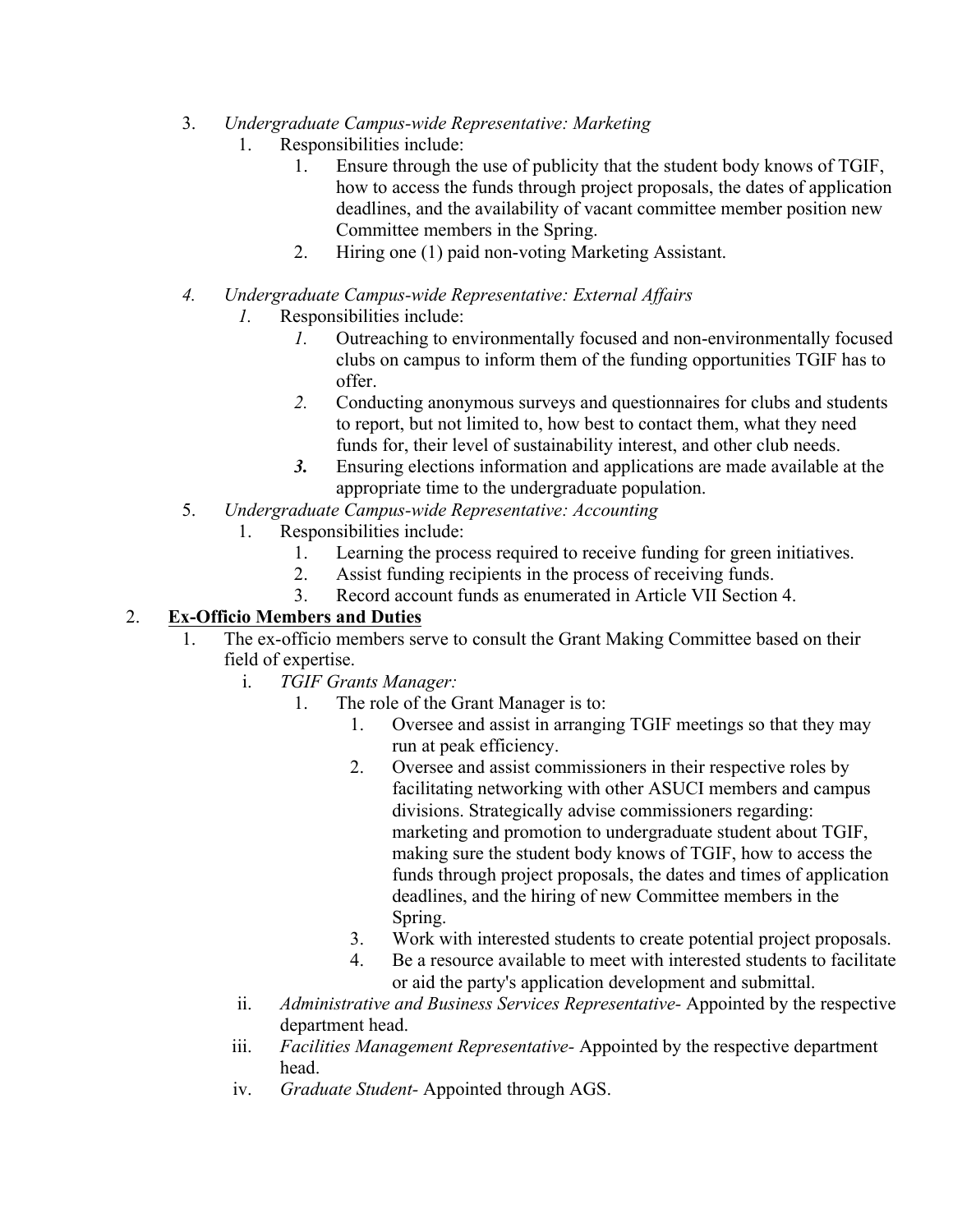3. *Undergraduate Campus-wide Representative: Marketing*
    1. Responsibilities include:
        1. Ensure through the use of publicity that the student body knows of TGIF, how to access the funds through project proposals, the dates of application deadlines, and the availability of vacant committee member position new Committee members in the Spring.
        2. Hiring one (1) paid non-voting Marketing Assistant.

4. *Undergraduate Campus-wide Representative: External Affairs*
    1. Responsibilities include:
        1. Outreaching to environmentally focused and non-environmentally focused clubs on campus to inform them of the funding opportunities TGIF has to offer.
        2. Conducting anonymous surveys and questionnaires for clubs and students to report, but not limited to, how best to contact them, what they need funds for, their level of sustainability interest, and other club needs.
        3. Ensuring elections information and applications are made available at the appropriate time to the undergraduate population.
5. *Undergraduate Campus-wide Representative: Accounting*
    1. Responsibilities include:
        1. Learning the process required to receive funding for green initiatives.
        2. Assist funding recipients in the process of receiving funds.
        3. Record account funds as enumerated in Article VII Section 4.

2. **Ex-Officio Members and Duties**
    1. The ex-officio members serve to consult the Grant Making Committee based on their field of expertise.
        i. *TGIF Grants Manager:*
            1. The role of the Grant Manager is to:
                1. Oversee and assist in arranging TGIF meetings so that they may run at peak efficiency.
                2. Oversee and assist commissioners in their respective roles by facilitating networking with other ASUCI members and campus divisions. Strategically advise commissioners regarding: marketing and promotion to undergraduate student about TGIF, making sure the student body knows of TGIF, how to access the funds through project proposals, the dates and times of application deadlines, and the hiring of new Committee members in the Spring.
                3. Work with interested students to create potential project proposals.
                4. Be a resource available to meet with interested students to facilitate or aid the party's application development and submittal.

        ii. *Administrative and Business Services Representative-* Appointed by the respective department head.

        iii. *Facilities Management Representative-* Appointed by the respective department head.

        iv. *Graduate Student-* Appointed through AGS.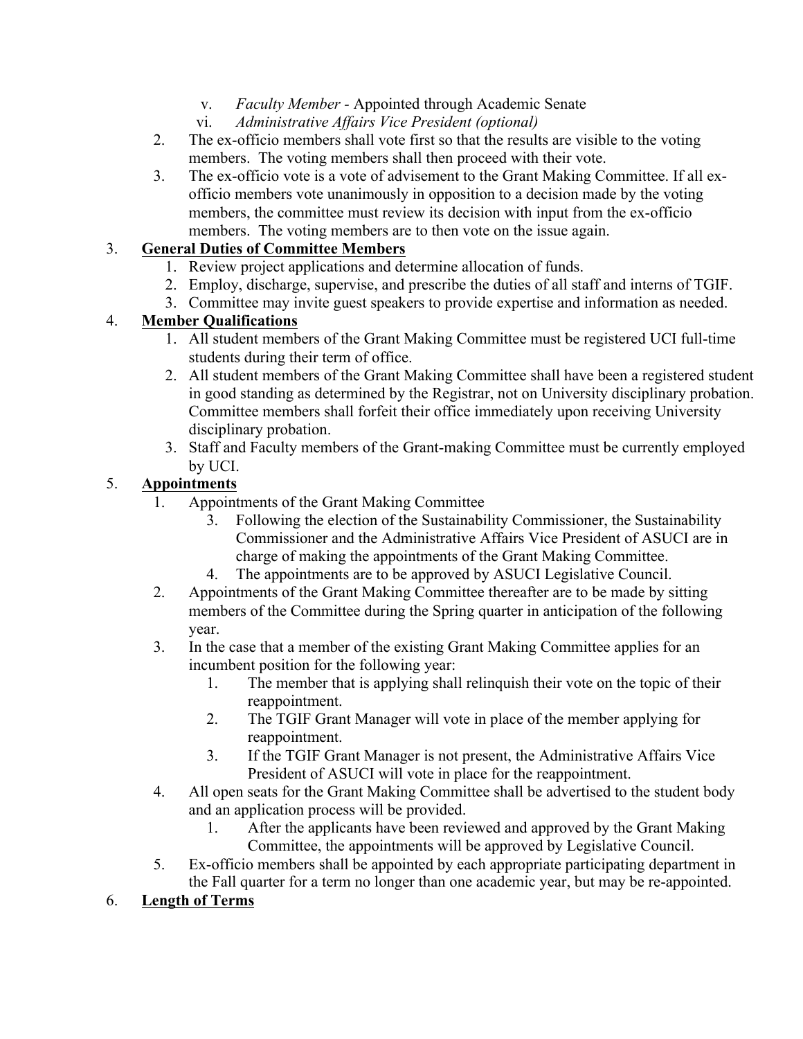v. *Faculty Member* - Appointed through Academic Senate
   vi. *Administrative Affairs Vice President (optional)*

2. The ex-officio members shall vote first so that the results are visible to the voting members. The voting members shall then proceed with their vote.
3. The ex-officio vote is a vote of advisement to the Grant Making Committee. If all ex-officio members vote unanimously in opposition to a decision made by the voting members, the committee must review its decision with input from the ex-officio members. The voting members are to then vote on the issue again.

3. **General Duties of Committee Members**
   1. Review project applications and determine allocation of funds.
   2. Employ, discharge, supervise, and prescribe the duties of all staff and interns of TGIF.
   3. Committee may invite guest speakers to provide expertise and information as needed.

4. **Member Qualifications**
   1. All student members of the Grant Making Committee must be registered UCI full-time students during their term of office.
   2. All student members of the Grant Making Committee shall have been a registered student in good standing as determined by the Registrar, not on University disciplinary probation. Committee members shall forfeit their office immediately upon receiving University disciplinary probation.
   3. Staff and Faculty members of the Grant-making Committee must be currently employed by UCI.

5. **Appointments**
   1. Appointments of the Grant Making Committee
      3. Following the election of the Sustainability Commissioner, the Sustainability Commissioner and the Administrative Affairs Vice President of ASUCI are in charge of making the appointments of the Grant Making Committee.
      4. The appointments are to be approved by ASUCI Legislative Council.
   2. Appointments of the Grant Making Committee thereafter are to be made by sitting members of the Committee during the Spring quarter in anticipation of the following year.
   3. In the case that a member of the existing Grant Making Committee applies for an incumbent position for the following year:
      1. The member that is applying shall relinquish their vote on the topic of their reappointment.
      2. The TGIF Grant Manager will vote in place of the member applying for reappointment.
      3. If the TGIF Grant Manager is not present, the Administrative Affairs Vice President of ASUCI will vote in place for the reappointment.
   4. All open seats for the Grant Making Committee shall be advertised to the student body and an application process will be provided.
      1. After the applicants have been reviewed and approved by the Grant Making Committee, the appointments will be approved by Legislative Council.
   5. Ex-officio members shall be appointed by each appropriate participating department in the Fall quarter for a term no longer than one academic year, but may be re-appointed.

6. **Length of Terms**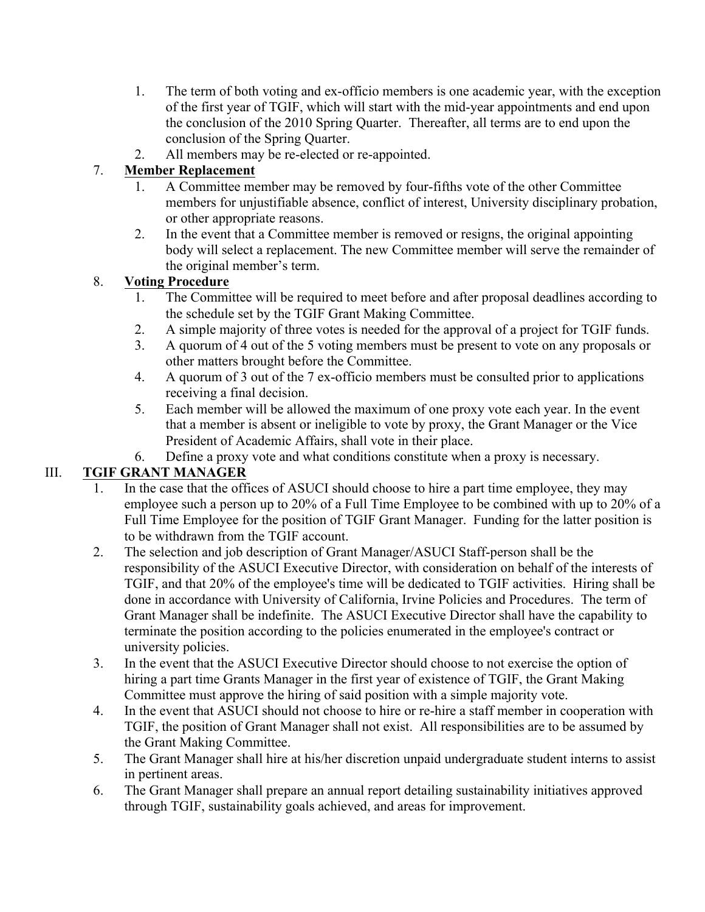1. The term of both voting and ex-officio members is one academic year, with the exception of the first year of TGIF, which will start with the mid-year appointments and end upon the conclusion of the 2010 Spring Quarter. Thereafter, all terms are to end upon the conclusion of the Spring Quarter.
2. All members may be re-elected or re-appointed.

7. **Member Replacement**
    1. A Committee member may be removed by four-fifths vote of the other Committee members for unjustifiable absence, conflict of interest, University disciplinary probation, or other appropriate reasons.
    2. In the event that a Committee member is removed or resigns, the original appointing body will select a replacement. The new Committee member will serve the remainder of the original member's term.

8. **Voting Procedure**
    1. The Committee will be required to meet before and after proposal deadlines according to the schedule set by the TGIF Grant Making Committee.
    2. A simple majority of three votes is needed for the approval of a project for TGIF funds.
    3. A quorum of 4 out of the 5 voting members must be present to vote on any proposals or other matters brought before the Committee.
    4. A quorum of 3 out of the 7 ex-officio members must be consulted prior to applications receiving a final decision.
    5. Each member will be allowed the maximum of one proxy vote each year. In the event that a member is absent or ineligible to vote by proxy, the Grant Manager or the Vice President of Academic Affairs, shall vote in their place.
    6. Define a proxy vote and what conditions constitute when a proxy is necessary.

## III. TGIF GRANT MANAGER

1. In the case that the offices of ASUCI should choose to hire a part time employee, they may employee such a person up to 20% of a Full Time Employee to be combined with up to 20% of a Full Time Employee for the position of TGIF Grant Manager. Funding for the latter position is to be withdrawn from the TGIF account.
2. The selection and job description of Grant Manager/ASUCI Staff-person shall be the responsibility of the ASUCI Executive Director, with consideration on behalf of the interests of TGIF, and that 20% of the employee's time will be dedicated to TGIF activities. Hiring shall be done in accordance with University of California, Irvine Policies and Procedures. The term of Grant Manager shall be indefinite. The ASUCI Executive Director shall have the capability to terminate the position according to the policies enumerated in the employee's contract or university policies.
3. In the event that the ASUCI Executive Director should choose to not exercise the option of hiring a part time Grants Manager in the first year of existence of TGIF, the Grant Making Committee must approve the hiring of said position with a simple majority vote.
4. In the event that ASUCI should not choose to hire or re-hire a staff member in cooperation with TGIF, the position of Grant Manager shall not exist. All responsibilities are to be assumed by the Grant Making Committee.
5. The Grant Manager shall hire at his/her discretion unpaid undergraduate student interns to assist in pertinent areas.
6. The Grant Manager shall prepare an annual report detailing sustainability initiatives approved through TGIF, sustainability goals achieved, and areas for improvement.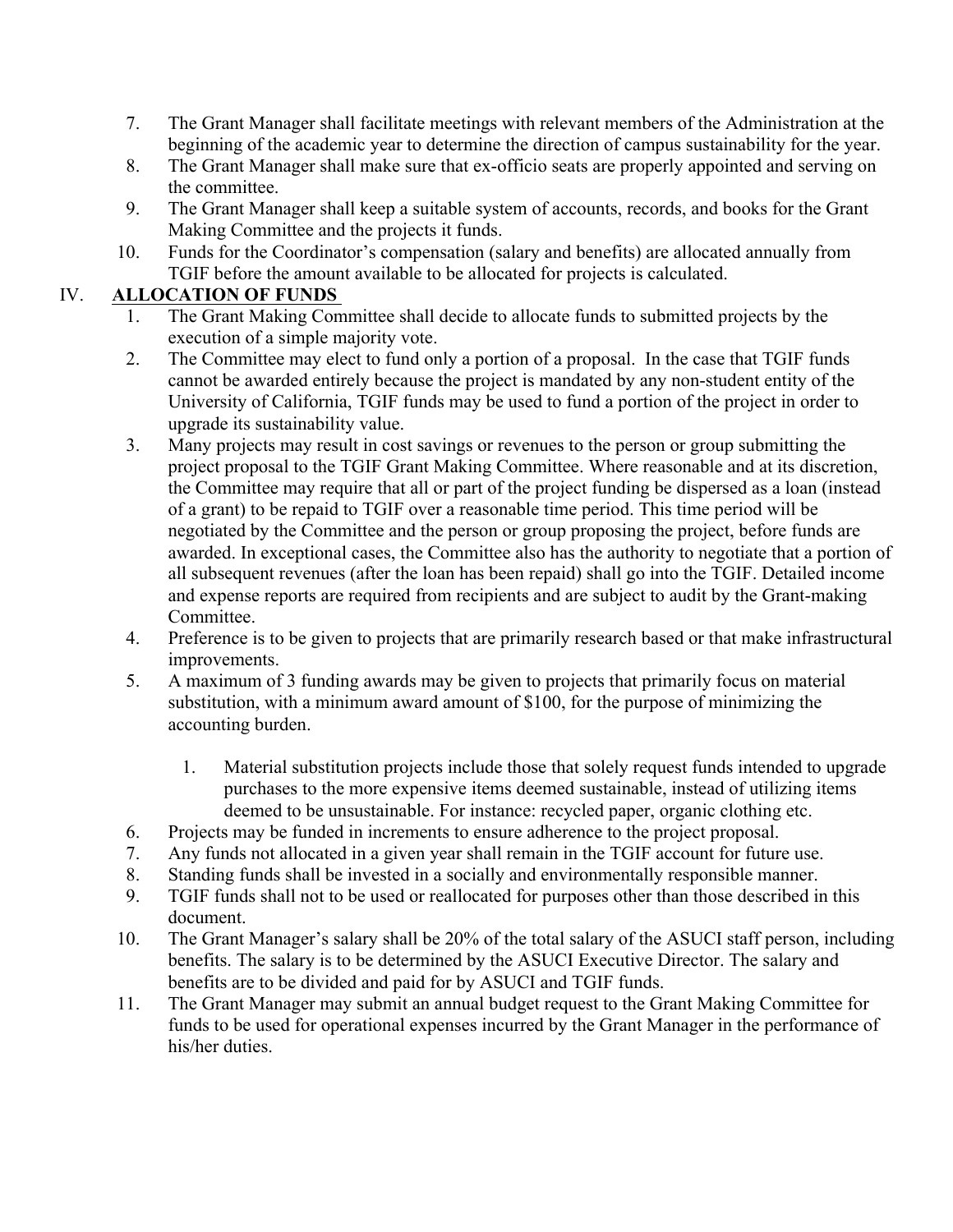7. The Grant Manager shall facilitate meetings with relevant members of the Administration at the beginning of the academic year to determine the direction of campus sustainability for the year.
8. The Grant Manager shall make sure that ex-officio seats are properly appointed and serving on the committee.
9. The Grant Manager shall keep a suitable system of accounts, records, and books for the Grant Making Committee and the projects it funds.
10. Funds for the Coordinator's compensation (salary and benefits) are allocated annually from TGIF before the amount available to be allocated for projects is calculated.

## IV. ALLOCATION OF FUNDS

1. The Grant Making Committee shall decide to allocate funds to submitted projects by the execution of a simple majority vote.
2. The Committee may elect to fund only a portion of a proposal. In the case that TGIF funds cannot be awarded entirely because the project is mandated by any non-student entity of the University of California, TGIF funds may be used to fund a portion of the project in order to upgrade its sustainability value.
3. Many projects may result in cost savings or revenues to the person or group submitting the project proposal to the TGIF Grant Making Committee. Where reasonable and at its discretion, the Committee may require that all or part of the project funding be dispersed as a loan (instead of a grant) to be repaid to TGIF over a reasonable time period. This time period will be negotiated by the Committee and the person or group proposing the project, before funds are awarded. In exceptional cases, the Committee also has the authority to negotiate that a portion of all subsequent revenues (after the loan has been repaid) shall go into the TGIF. Detailed income and expense reports are required from recipients and are subject to audit by the Grant-making Committee.
4. Preference is to be given to projects that are primarily research based or that make infrastructural improvements.
5. A maximum of 3 funding awards may be given to projects that primarily focus on material substitution, with a minimum award amount of $100, for the purpose of minimizing the accounting burden.

    1. Material substitution projects include those that solely request funds intended to upgrade purchases to the more expensive items deemed sustainable, instead of utilizing items deemed to be unsustainable. For instance: recycled paper, organic clothing etc.

6. Projects may be funded in increments to ensure adherence to the project proposal.
7. Any funds not allocated in a given year shall remain in the TGIF account for future use.
8. Standing funds shall be invested in a socially and environmentally responsible manner.
9. TGIF funds shall not to be used or reallocated for purposes other than those described in this document.
10. The Grant Manager's salary shall be 20% of the total salary of the ASUCI staff person, including benefits. The salary is to be determined by the ASUCI Executive Director. The salary and benefits are to be divided and paid for by ASUCI and TGIF funds.
11. The Grant Manager may submit an annual budget request to the Grant Making Committee for funds to be used for operational expenses incurred by the Grant Manager in the performance of his/her duties.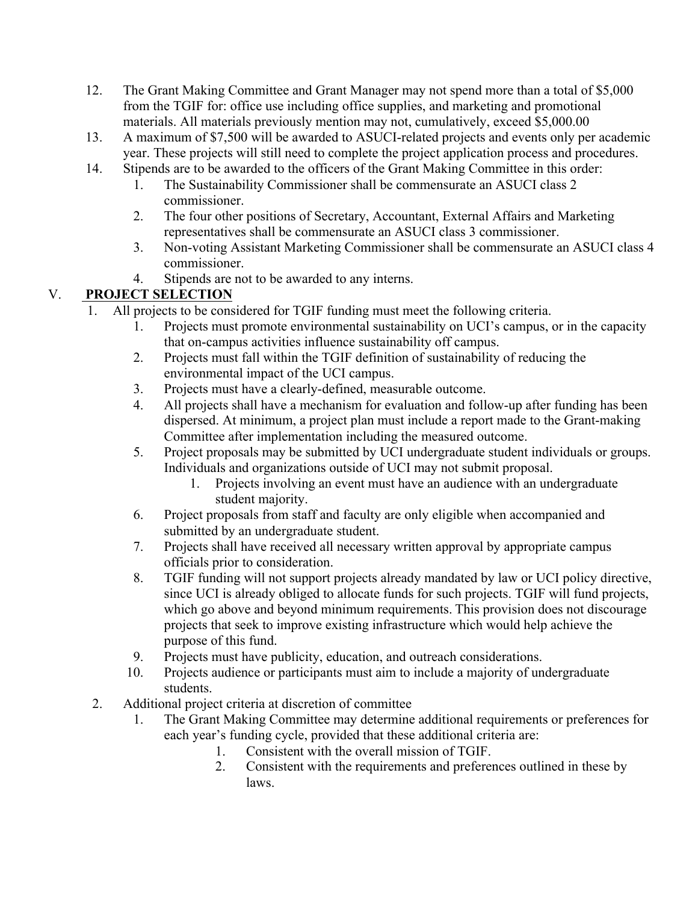12. The Grant Making Committee and Grant Manager may not spend more than a total of $5,000 from the TGIF for: office use including office supplies, and marketing and promotional materials. All materials previously mention may not, cumulatively, exceed $5,000.00
13. A maximum of $7,500 will be awarded to ASUCI-related projects and events only per academic year. These projects will still need to complete the project application process and procedures.
14. Stipends are to be awarded to the officers of the Grant Making Committee in this order:
    1. The Sustainability Commissioner shall be commensurate an ASUCI class 2 commissioner.
    2. The four other positions of Secretary, Accountant, External Affairs and Marketing representatives shall be commensurate an ASUCI class 3 commissioner.
    3. Non-voting Assistant Marketing Commissioner shall be commensurate an ASUCI class 4 commissioner.
    4. Stipends are not to be awarded to any interns.

## V. **PROJECT SELECTION**

1. All projects to be considered for TGIF funding must meet the following criteria.
    1. Projects must promote environmental sustainability on UCI's campus, or in the capacity that on-campus activities influence sustainability off campus.
    2. Projects must fall within the TGIF definition of sustainability of reducing the environmental impact of the UCI campus.
    3. Projects must have a clearly-defined, measurable outcome.
    4. All projects shall have a mechanism for evaluation and follow-up after funding has been dispersed. At minimum, a project plan must include a report made to the Grant-making Committee after implementation including the measured outcome.
    5. Project proposals may be submitted by UCI undergraduate student individuals or groups. Individuals and organizations outside of UCI may not submit proposal.
        1. Projects involving an event must have an audience with an undergraduate student majority.
    6. Project proposals from staff and faculty are only eligible when accompanied and submitted by an undergraduate student.
    7. Projects shall have received all necessary written approval by appropriate campus officials prior to consideration.
    8. TGIF funding will not support projects already mandated by law or UCI policy directive, since UCI is already obliged to allocate funds for such projects. TGIF will fund projects, which go above and beyond minimum requirements. This provision does not discourage projects that seek to improve existing infrastructure which would help achieve the purpose of this fund.
    9. Projects must have publicity, education, and outreach considerations.
    10. Projects audience or participants must aim to include a majority of undergraduate students.
2. Additional project criteria at discretion of committee
    1. The Grant Making Committee may determine additional requirements or preferences for each year's funding cycle, provided that these additional criteria are:
        1. Consistent with the overall mission of TGIF.
        2. Consistent with the requirements and preferences outlined in these by laws.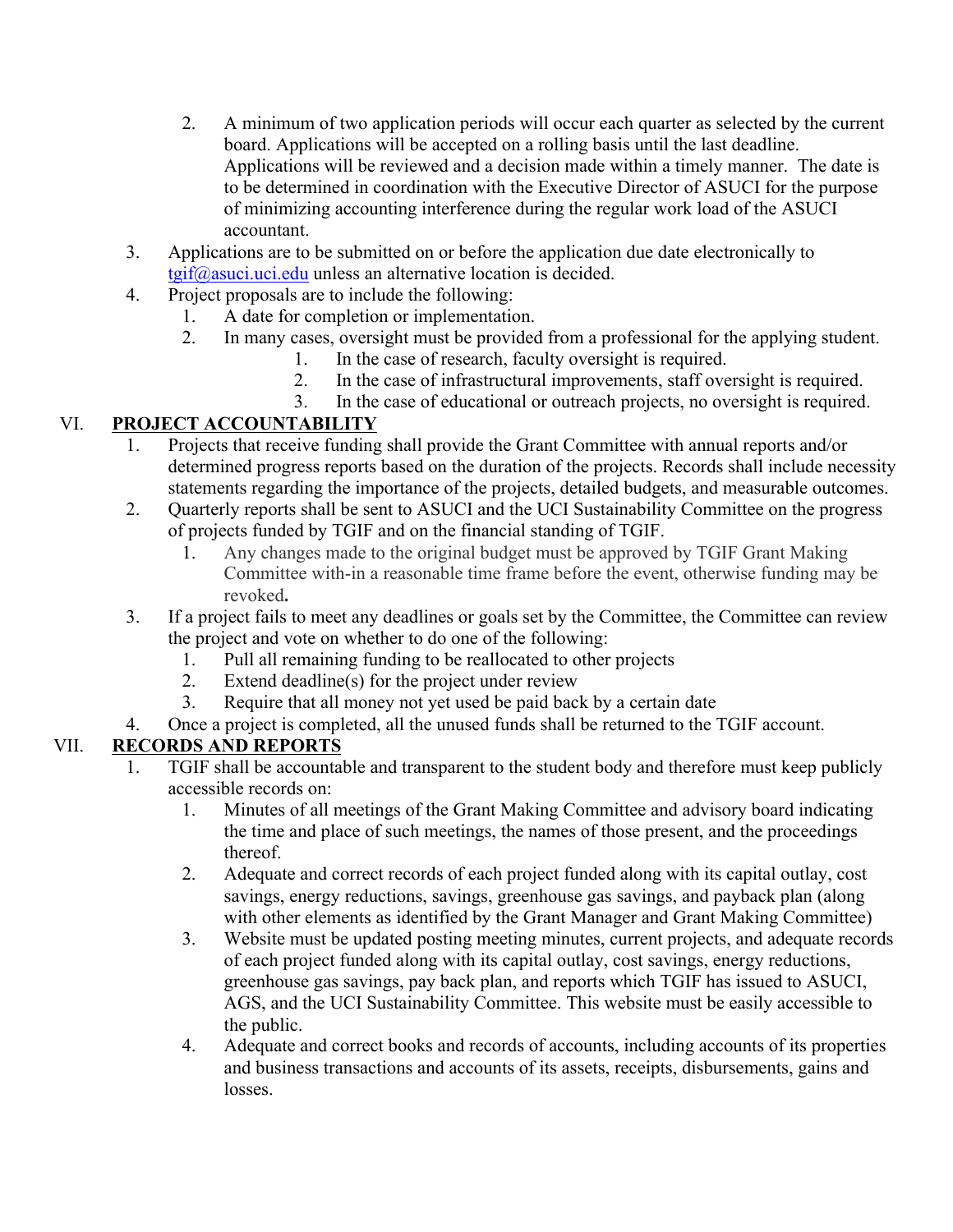2. A minimum of two application periods will occur each quarter as selected by the current board. Applications will be accepted on a rolling basis until the last deadline. Applications will be reviewed and a decision made within a timely manner. The date is to be determined in coordination with the Executive Director of ASUCI for the purpose of minimizing accounting interference during the regular work load of the ASUCI accountant.

3. Applications are to be submitted on or before the application due date electronically to [tgif@asuci.uci.edu](mailto:tgif@asuci.uci.edu) unless an alternative location is decided.
4. Project proposals are to include the following:
   1. A date for completion or implementation.
   2. In many cases, oversight must be provided from a professional for the applying student.
      1. In the case of research, faculty oversight is required.
      2. In the case of infrastructural improvements, staff oversight is required.
      3. In the case of educational or outreach projects, no oversight is required.

## VI. PROJECT ACCOUNTABILITY

1. Projects that receive funding shall provide the Grant Committee with annual reports and/or determined progress reports based on the duration of the projects. Records shall include necessity statements regarding the importance of the projects, detailed budgets, and measurable outcomes.
2. Quarterly reports shall be sent to ASUCI and the UCI Sustainability Committee on the progress of projects funded by TGIF and on the financial standing of TGIF.
   1. Any changes made to the original budget must be approved by TGIF Grant Making Committee with-in a reasonable time frame before the event, otherwise funding may be revoked**.**
3. If a project fails to meet any deadlines or goals set by the Committee, the Committee can review the project and vote on whether to do one of the following:
   1. Pull all remaining funding to be reallocated to other projects
   2. Extend deadline(s) for the project under review
   3. Require that all money not yet used be paid back by a certain date
4. Once a project is completed, all the unused funds shall be returned to the TGIF account.

## VII. RECORDS AND REPORTS

1. TGIF shall be accountable and transparent to the student body and therefore must keep publicly accessible records on:
   1. Minutes of all meetings of the Grant Making Committee and advisory board indicating the time and place of such meetings, the names of those present, and the proceedings thereof.
   2. Adequate and correct records of each project funded along with its capital outlay, cost savings, energy reductions, savings, greenhouse gas savings, and payback plan (along with other elements as identified by the Grant Manager and Grant Making Committee)
   3. Website must be updated posting meeting minutes, current projects, and adequate records of each project funded along with its capital outlay, cost savings, energy reductions, greenhouse gas savings, pay back plan, and reports which TGIF has issued to ASUCI, AGS, and the UCI Sustainability Committee. This website must be easily accessible to the public.
   4. Adequate and correct books and records of accounts, including accounts of its properties and business transactions and accounts of its assets, receipts, disbursements, gains and losses.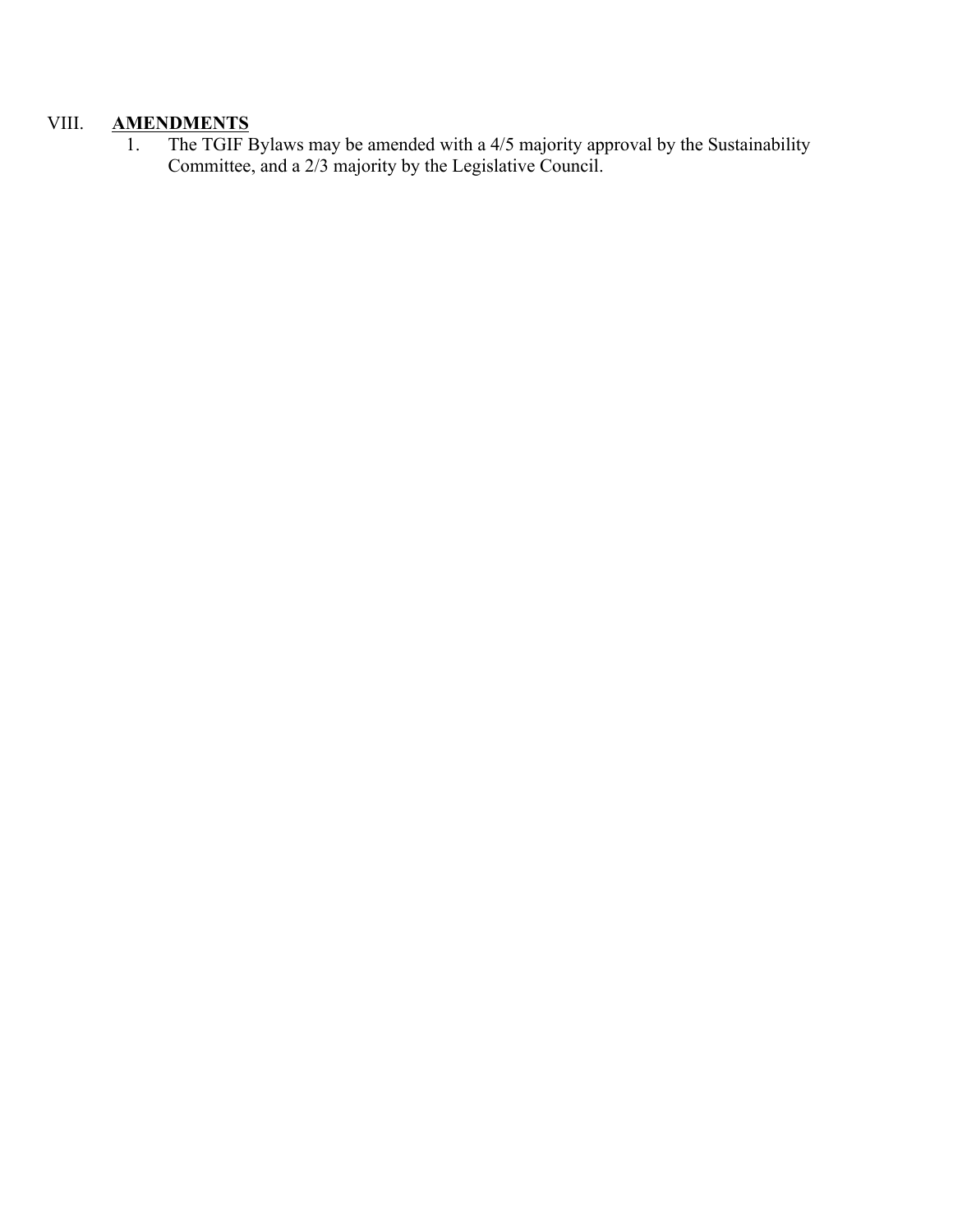## VIII. **<u>AMENDMENTS</u>**

1. The TGIF Bylaws may be amended with a 4/5 majority approval by the Sustainability Committee, and a 2/3 majority by the Legislative Council.